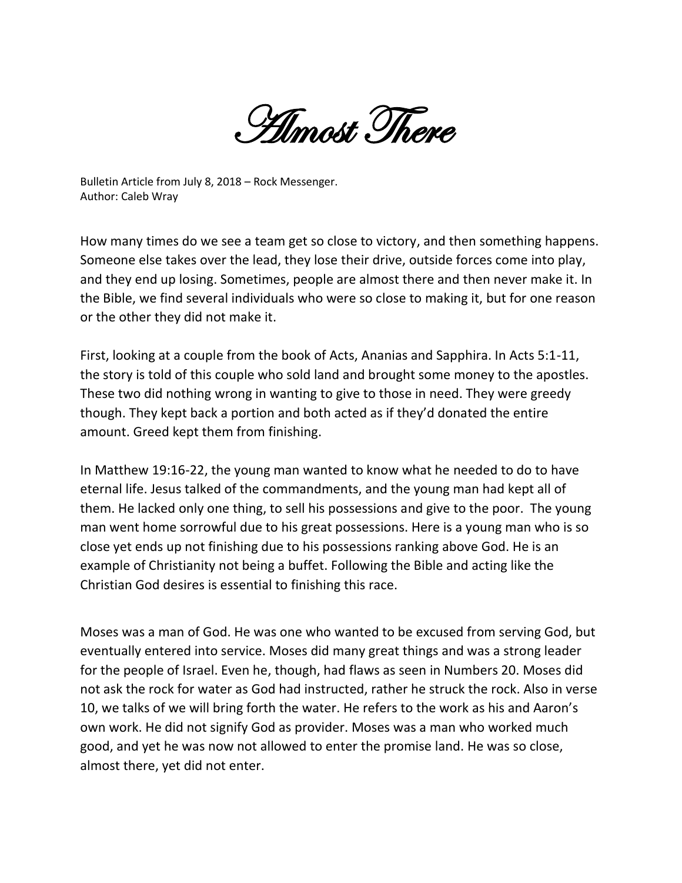# Almost There

Bulletin Article from July 8, 2018 – Rock Messenger.
Author: Caleb Wray

How many times do we see a team get so close to victory, and then something happens. Someone else takes over the lead, they lose their drive, outside forces come into play, and they end up losing. Sometimes, people are almost there and then never make it. In the Bible, we find several individuals who were so close to making it, but for one reason or the other they did not make it.

First, looking at a couple from the book of Acts, Ananias and Sapphira. In Acts 5:1-11, the story is told of this couple who sold land and brought some money to the apostles. These two did nothing wrong in wanting to give to those in need. They were greedy though. They kept back a portion and both acted as if they'd donated the entire amount. Greed kept them from finishing.

In Matthew 19:16-22, the young man wanted to know what he needed to do to have eternal life. Jesus talked of the commandments, and the young man had kept all of them. He lacked only one thing, to sell his possessions and give to the poor. The young man went home sorrowful due to his great possessions. Here is a young man who is so close yet ends up not finishing due to his possessions ranking above God. He is an example of Christianity not being a buffet. Following the Bible and acting like the Christian God desires is essential to finishing this race.

Moses was a man of God. He was one who wanted to be excused from serving God, but eventually entered into service. Moses did many great things and was a strong leader for the people of Israel. Even he, though, had flaws as seen in Numbers 20. Moses did not ask the rock for water as God had instructed, rather he struck the rock. Also in verse 10, we talks of we will bring forth the water. He refers to the work as his and Aaron's own work. He did not signify God as provider. Moses was a man who worked much good, and yet he was now not allowed to enter the promise land. He was so close, almost there, yet did not enter.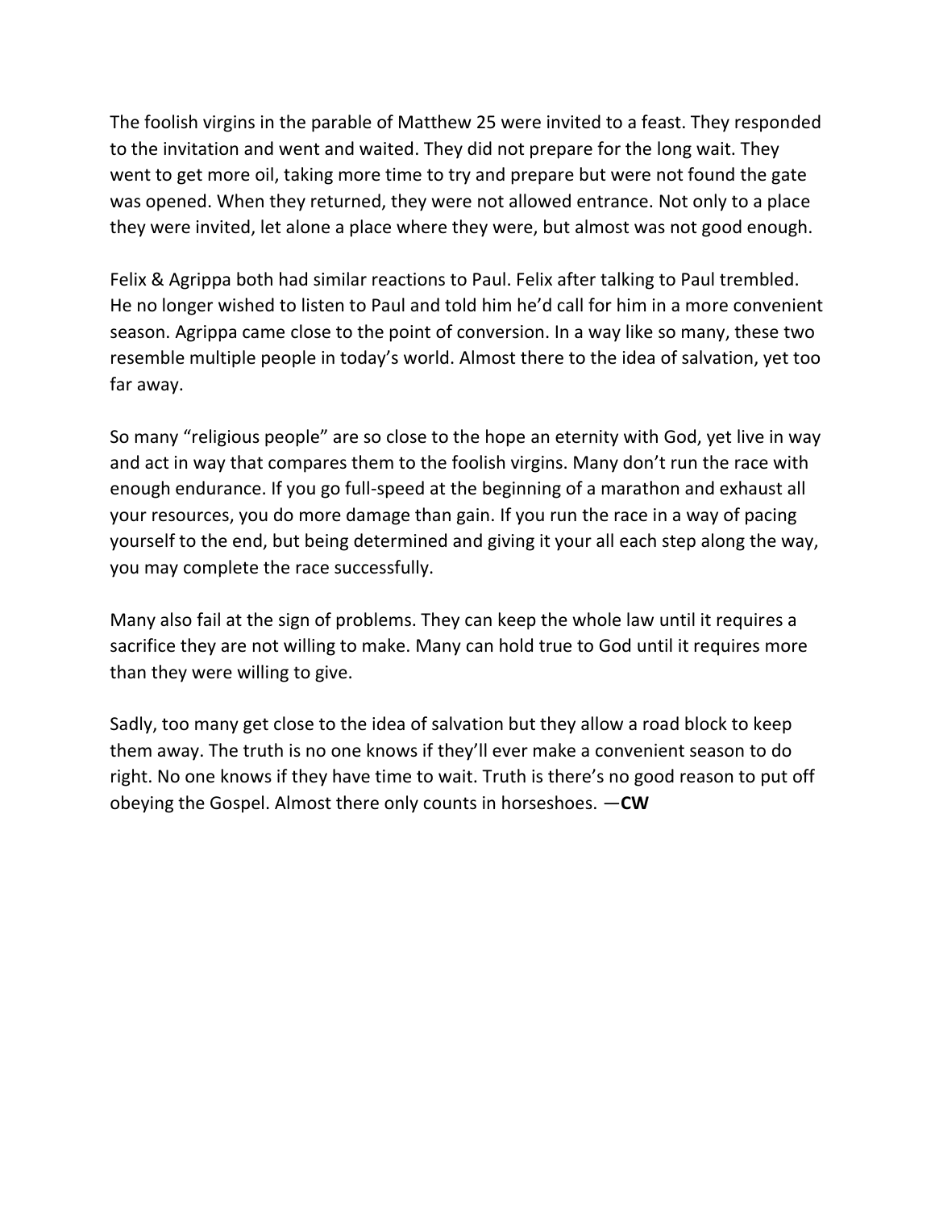The foolish virgins in the parable of Matthew 25 were invited to a feast. They responded to the invitation and went and waited. They did not prepare for the long wait. They went to get more oil, taking more time to try and prepare but were not found the gate was opened. When they returned, they were not allowed entrance. Not only to a place they were invited, let alone a place where they were, but almost was not good enough.

Felix & Agrippa both had similar reactions to Paul. Felix after talking to Paul trembled. He no longer wished to listen to Paul and told him he'd call for him in a more convenient season. Agrippa came close to the point of conversion. In a way like so many, these two resemble multiple people in today's world. Almost there to the idea of salvation, yet too far away.

So many "religious people" are so close to the hope an eternity with God, yet live in way and act in way that compares them to the foolish virgins. Many don't run the race with enough endurance. If you go full-speed at the beginning of a marathon and exhaust all your resources, you do more damage than gain. If you run the race in a way of pacing yourself to the end, but being determined and giving it your all each step along the way, you may complete the race successfully.

Many also fail at the sign of problems. They can keep the whole law until it requires a sacrifice they are not willing to make. Many can hold true to God until it requires more than they were willing to give.

Sadly, too many get close to the idea of salvation but they allow a road block to keep them away. The truth is no one knows if they'll ever make a convenient season to do right. No one knows if they have time to wait. Truth is there's no good reason to put off obeying the Gospel. Almost there only counts in horseshoes. —**CW**